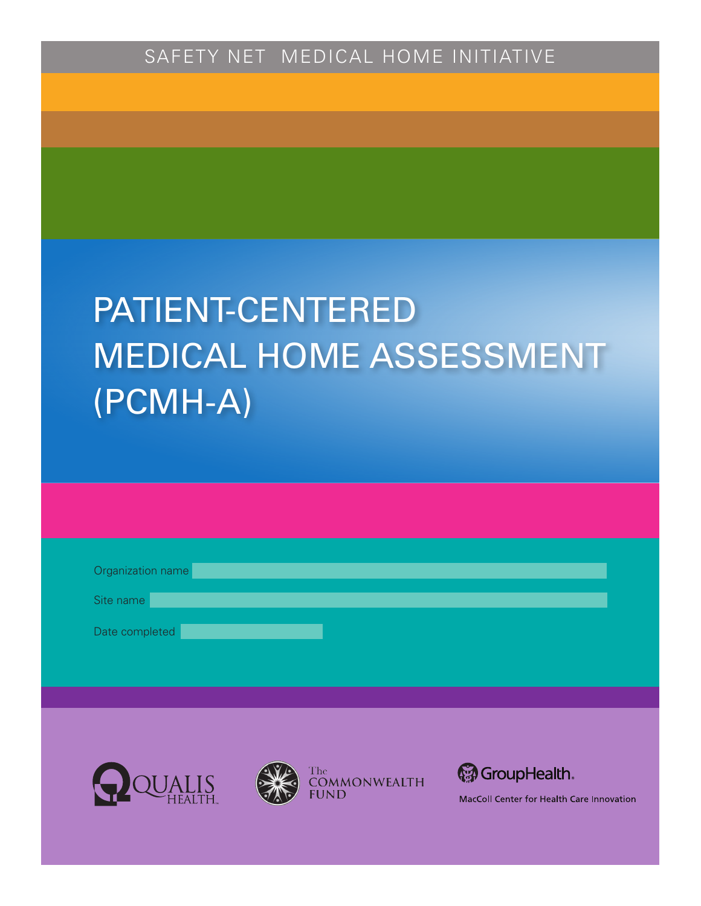SAFETY NET MEDICAL HOME INITIATIVE

# PATIENT-CENTERED MEDICAL HOME ASSESSMENT (PCMH-A)

Organization name

Site name

Date completed

QUALIS HEALTH

The COMMONWEALTH FUND

GroupHealth.

MacColl Center for Health Care Innovation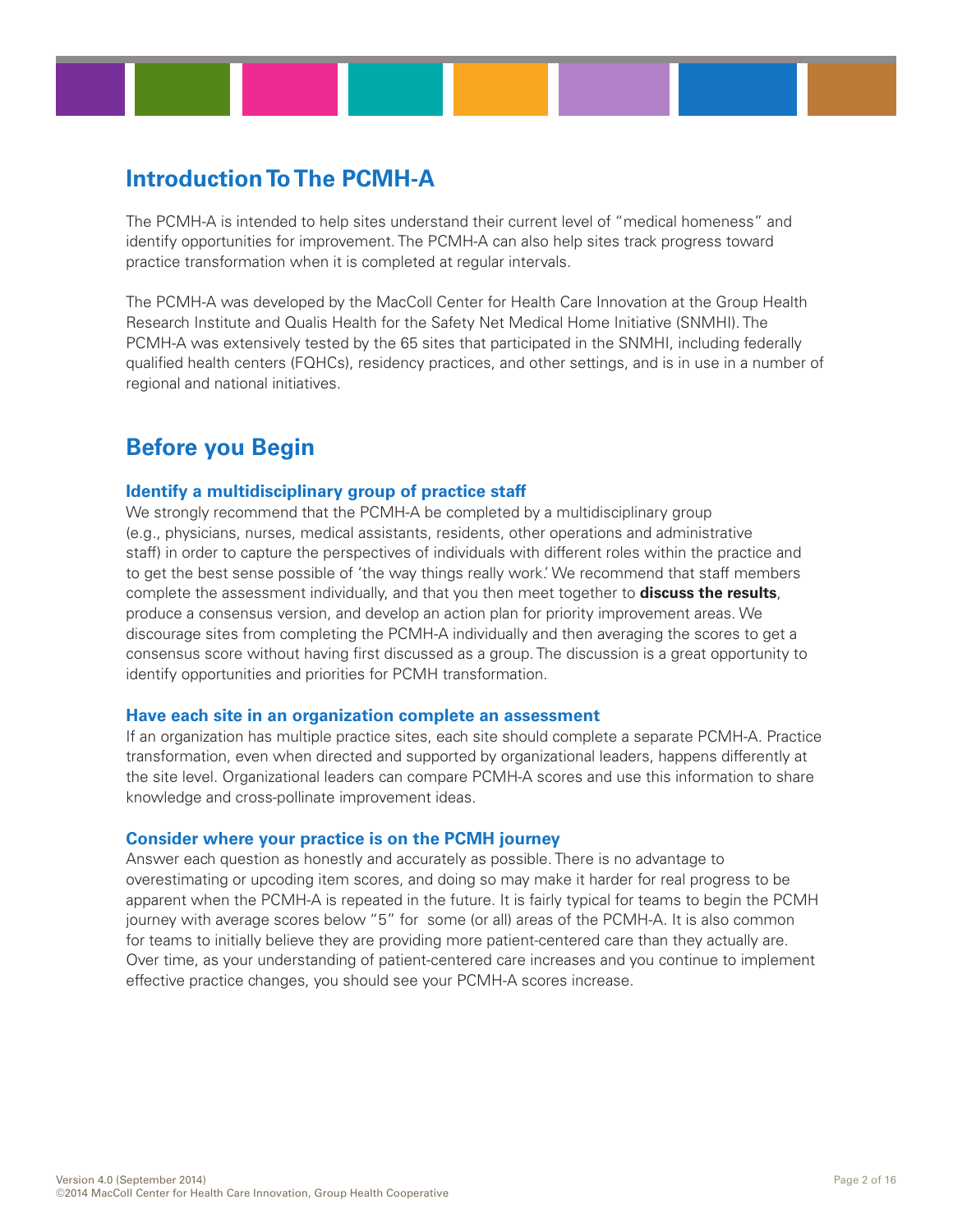## Introduction To The PCMH-A

The PCMH-A is intended to help sites understand their current level of "medical homeness" and identify opportunities for improvement. The PCMH-A can also help sites track progress toward practice transformation when it is completed at regular intervals.

The PCMH-A was developed by the MacColl Center for Health Care Innovation at the Group Health Research Institute and Qualis Health for the Safety Net Medical Home Initiative (SNMHI). The PCMH-A was extensively tested by the 65 sites that participated in the SNMHI, including federally qualified health centers (FQHCs), residency practices, and other settings, and is in use in a number of regional and national initiatives.

## Before you Begin

### Identify a multidisciplinary group of practice staff

We strongly recommend that the PCMH-A be completed by a multidisciplinary group (e.g., physicians, nurses, medical assistants, residents, other operations and administrative staff) in order to capture the perspectives of individuals with different roles within the practice and to get the best sense possible of 'the way things really work.' We recommend that staff members complete the assessment individually, and that you then meet together to **discuss the results**, produce a consensus version, and develop an action plan for priority improvement areas. We discourage sites from completing the PCMH-A individually and then averaging the scores to get a consensus score without having first discussed as a group. The discussion is a great opportunity to identify opportunities and priorities for PCMH transformation.

### Have each site in an organization complete an assessment

If an organization has multiple practice sites, each site should complete a separate PCMH-A. Practice transformation, even when directed and supported by organizational leaders, happens differently at the site level. Organizational leaders can compare PCMH-A scores and use this information to share knowledge and cross-pollinate improvement ideas.

### Consider where your practice is on the PCMH journey

Answer each question as honestly and accurately as possible. There is no advantage to overestimating or upcoding item scores, and doing so may make it harder for real progress to be apparent when the PCMH-A is repeated in the future. It is fairly typical for teams to begin the PCMH journey with average scores below "5" for some (or all) areas of the PCMH-A. It is also common for teams to initially believe they are providing more patient-centered care than they actually are. Over time, as your understanding of patient-centered care increases and you continue to implement effective practice changes, you should see your PCMH-A scores increase.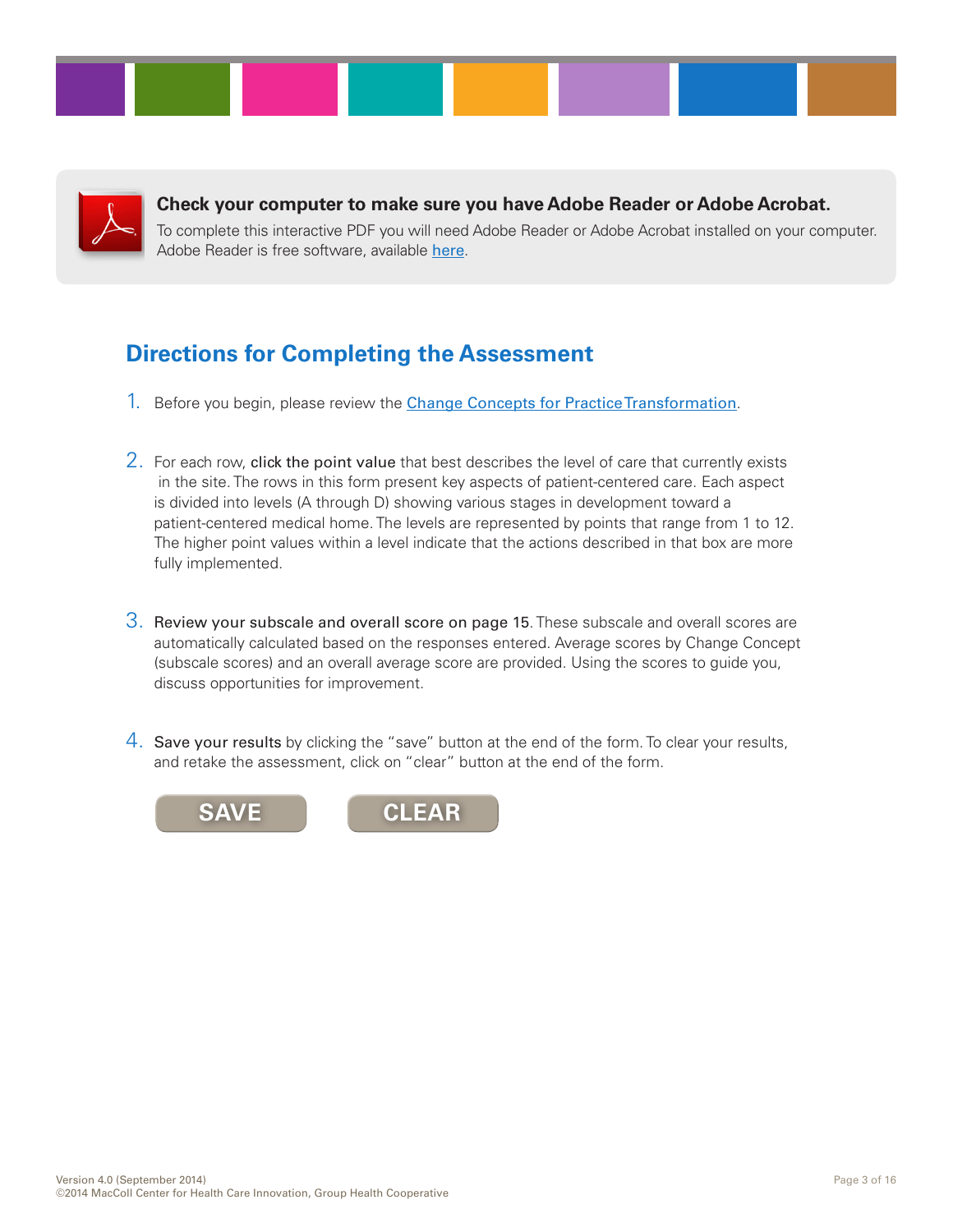**Check your computer to make sure you have Adobe Reader or Adobe Acrobat.**
To complete this interactive PDF you will need Adobe Reader or Adobe Acrobat installed on your computer. Adobe Reader is free software, available here.

## Directions for Completing the Assessment

1. Before you begin, please review the Change Concepts for Practice Transformation.

2. For each row, click the point value that best describes the level of care that currently exists in the site. The rows in this form present key aspects of patient-centered care. Each aspect is divided into levels (A through D) showing various stages in development toward a patient-centered medical home. The levels are represented by points that range from 1 to 12. The higher point values within a level indicate that the actions described in that box are more fully implemented.

3. Review your subscale and overall score on page 15. These subscale and overall scores are automatically calculated based on the responses entered. Average scores by Change Concept (subscale scores) and an overall average score are provided. Using the scores to guide you, discuss opportunities for improvement.

4. Save your results by clicking the "save" button at the end of the form. To clear your results, and retake the assessment, click on "clear" button at the end of the form.

SAVE CLEAR

Version 4.0 (September 2014)
©2014 MacColl Center for Health Care Innovation, Group Health Cooperative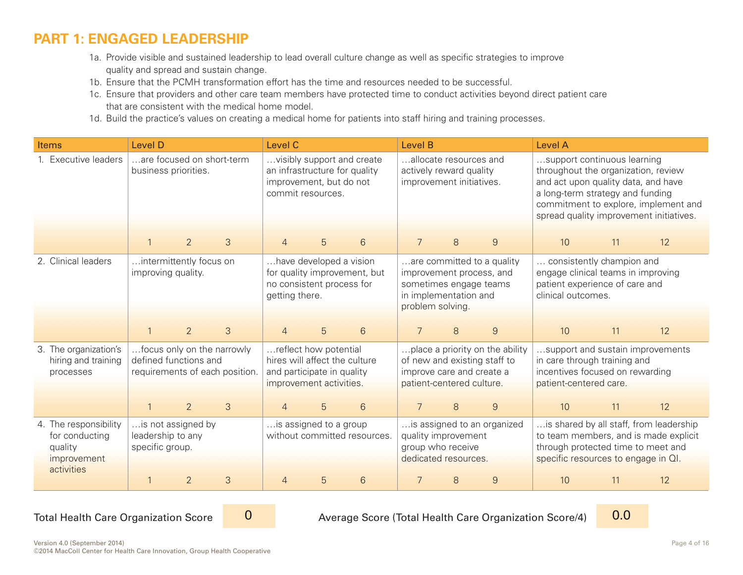## PART 1: ENGAGED LEADERSHIP

1a. Provide visible and sustained leadership to lead overall culture change as well as specific strategies to improve quality and spread and sustain change.

1b. Ensure that the PCMH transformation effort has the time and resources needed to be successful.

1c. Ensure that providers and other care team members have protected time to conduct activities beyond direct patient care that are consistent with the medical home model.

1d. Build the practice's values on creating a medical home for patients into staff hiring and training processes.

| Items | Level D | Level C | Level B | Level A |
|---|---|---|---|---|
| 1. Executive leaders | …are focused on short-term business priorities. | …visibly support and create an infrastructure for quality improvement, but do not commit resources. | …allocate resources and actively reward quality improvement initiatives. | …support continuous learning throughout the organization, review and act upon quality data, and have a long-term strategy and funding commitment to explore, implement and spread quality improvement initiatives. |
| | 1 2 3 | 4 5 6 | 7 8 9 | 10 11 12 |
| 2. Clinical leaders | …intermittently focus on improving quality. | …have developed a vision for quality improvement, but no consistent process for getting there. | …are committed to a quality improvement process, and sometimes engage teams in implementation and problem solving. | … consistently champion and engage clinical teams in improving patient experience of care and clinical outcomes. |
| | 1 2 3 | 4 5 6 | 7 8 9 | 10 11 12 |
| 3. The organization's hiring and training processes | …focus only on the narrowly defined functions and requirements of each position. | …reflect how potential hires will affect the culture and participate in quality improvement activities. | …place a priority on the ability of new and existing staff to improve care and create a patient-centered culture. | …support and sustain improvements in care through training and incentives focused on rewarding patient-centered care. |
| | 1 2 3 | 4 5 6 | 7 8 9 | 10 11 12 |
| 4. The responsibility for conducting quality improvement activities | …is not assigned by leadership to any specific group. | …is assigned to a group without committed resources. | …is assigned to an organized quality improvement group who receive dedicated resources. | …is shared by all staff, from leadership to team members, and is made explicit through protected time to meet and specific resources to engage in QI. |
| | 1 2 3 | 4 5 6 | 7 8 9 | 10 11 12 |

Total Health Care Organization Score: 0

Average Score (Total Health Care Organization Score/4): 0.0

Version 4.0 (September 2014)
©2014 MacColl Center for Health Care Innovation, Group Health Cooperative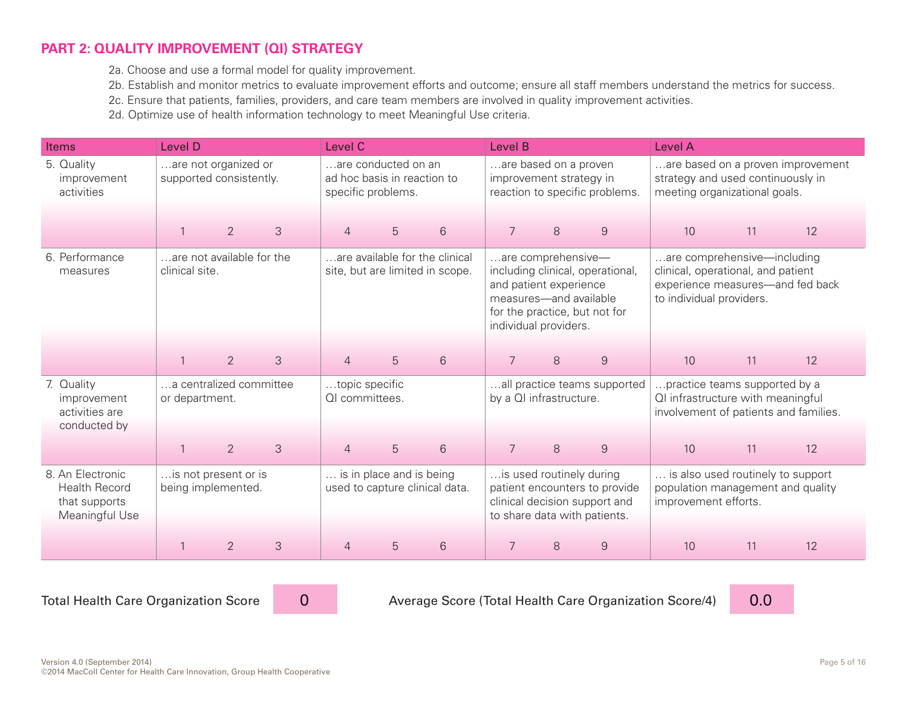## PART 2: QUALITY IMPROVEMENT (QI) STRATEGY

2a. Choose and use a formal model for quality improvement.

2b. Establish and monitor metrics to evaluate improvement efforts and outcome; ensure all staff members understand the metrics for success.

2c. Ensure that patients, families, providers, and care team members are involved in quality improvement activities.

2d. Optimize use of health information technology to meet Meaningful Use criteria.

| Items | Level D | Level C | Level B | Level A |
|---|---|---|---|---|
| 5. Quality improvement activities | …are not organized or supported consistently. | …are conducted on an ad hoc basis in reaction to specific problems. | …are based on a proven improvement strategy in reaction to specific problems. | …are based on a proven improvement strategy and used continuously in meeting organizational goals. |
| | 1 2 3 | 4 5 6 | 7 8 9 | 10 11 12 |
| 6. Performance measures | …are not available for the clinical site. | …are available for the clinical site, but are limited in scope. | …are comprehensive—including clinical, operational, and patient experience measures—and available for the practice, but not for individual providers. | …are comprehensive—including clinical, operational, and patient experience measures—and fed back to individual providers. |
| | 1 2 3 | 4 5 6 | 7 8 9 | 10 11 12 |
| 7. Quality improvement activities are conducted by | …a centralized committee or department. | …topic specific QI committees. | …all practice teams supported by a QI infrastructure. | …practice teams supported by a QI infrastructure with meaningful involvement of patients and families. |
| | 1 2 3 | 4 5 6 | 7 8 9 | 10 11 12 |
| 8. An Electronic Health Record that supports Meaningful Use | …is not present or is being implemented. | … is in place and is being used to capture clinical data. | …is used routinely during patient encounters to provide clinical decision support and to share data with patients. | … is also used routinely to support population management and quality improvement efforts. |
| | 1 2 3 | 4 5 6 | 7 8 9 | 10 11 12 |

Total Health Care Organization Score: 0

Average Score (Total Health Care Organization Score/4): 0.0

Version 4.0 (September 2014)
©2014 MacColl Center for Health Care Innovation, Group Health Cooperative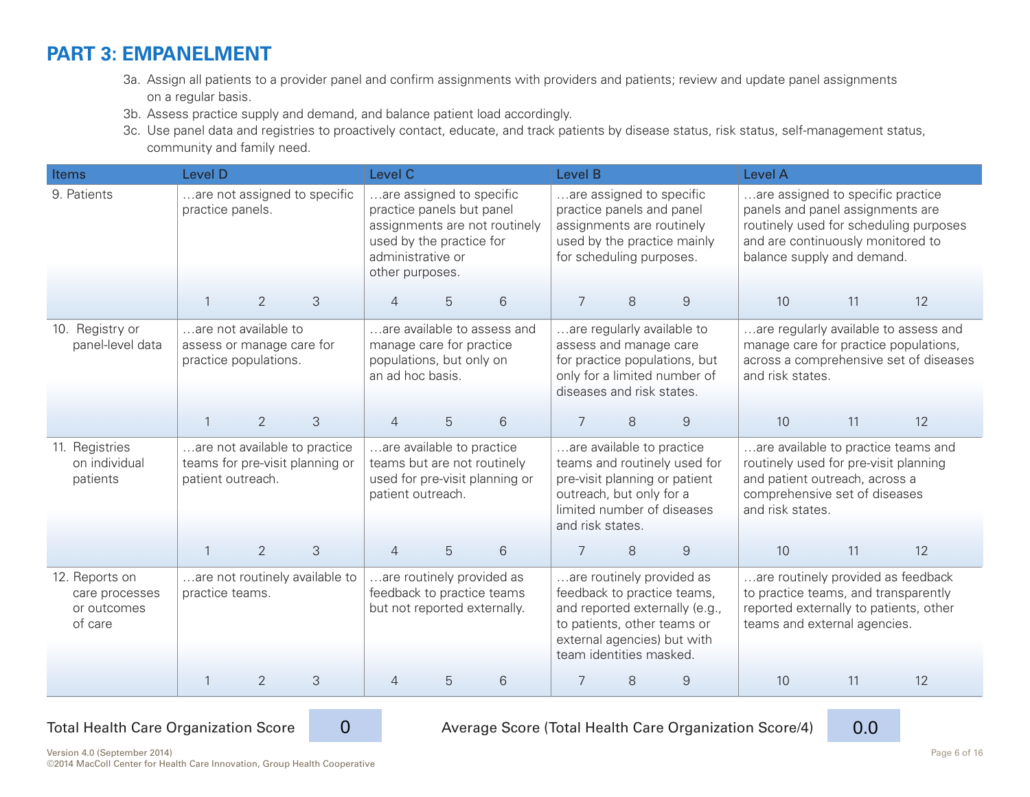# PART 3: EMPANELMENT

3a. Assign all patients to a provider panel and confirm assignments with providers and patients; review and update panel assignments on a regular basis.

3b. Assess practice supply and demand, and balance patient load accordingly.

3c. Use panel data and registries to proactively contact, educate, and track patients by disease status, risk status, self-management status, community and family need.

| Items | Level D | Level C | Level B | Level A |
|---|---|---|---|---|
| 9. Patients | …are not assigned to specific practice panels. | …are assigned to specific practice panels but panel assignments are not routinely used by the practice for administrative or other purposes. | …are assigned to specific practice panels and panel assignments are routinely used by the practice mainly for scheduling purposes. | …are assigned to specific practice panels and panel assignments are routinely used for scheduling purposes and are continuously monitored to balance supply and demand. |
| | 1 2 3 | 4 5 6 | 7 8 9 | 10 11 12 |
| 10. Registry or panel-level data | …are not available to assess or manage care for practice populations. | …are available to assess and manage care for practice populations, but only on an ad hoc basis. | …are regularly available to assess and manage care for practice populations, but only for a limited number of diseases and risk states. | …are regularly available to assess and manage care for practice populations, across a comprehensive set of diseases and risk states. |
| | 1 2 3 | 4 5 6 | 7 8 9 | 10 11 12 |
| 11. Registries on individual patients | …are not available to practice teams for pre-visit planning or patient outreach. | …are available to practice teams but are not routinely used for pre-visit planning or patient outreach. | …are available to practice teams and routinely used for pre-visit planning or patient outreach, but only for a limited number of diseases and risk states. | …are available to practice teams and routinely used for pre-visit planning and patient outreach, across a comprehensive set of diseases and risk states. |
| | 1 2 3 | 4 5 6 | 7 8 9 | 10 11 12 |
| 12. Reports on care processes or outcomes of care | …are not routinely available to practice teams. | …are routinely provided as feedback to practice teams but not reported externally. | …are routinely provided as feedback to practice teams, and reported externally (e.g., to patients, other teams or external agencies) but with team identities masked. | …are routinely provided as feedback to practice teams, and transparently reported externally to patients, other teams and external agencies. |
| | 1 2 3 | 4 5 6 | 7 8 9 | 10 11 12 |

Total Health Care Organization Score: 0

Average Score (Total Health Care Organization Score/4): 0.0

Version 4.0 (September 2014)
©2014 MacColl Center for Health Care Innovation, Group Health Cooperative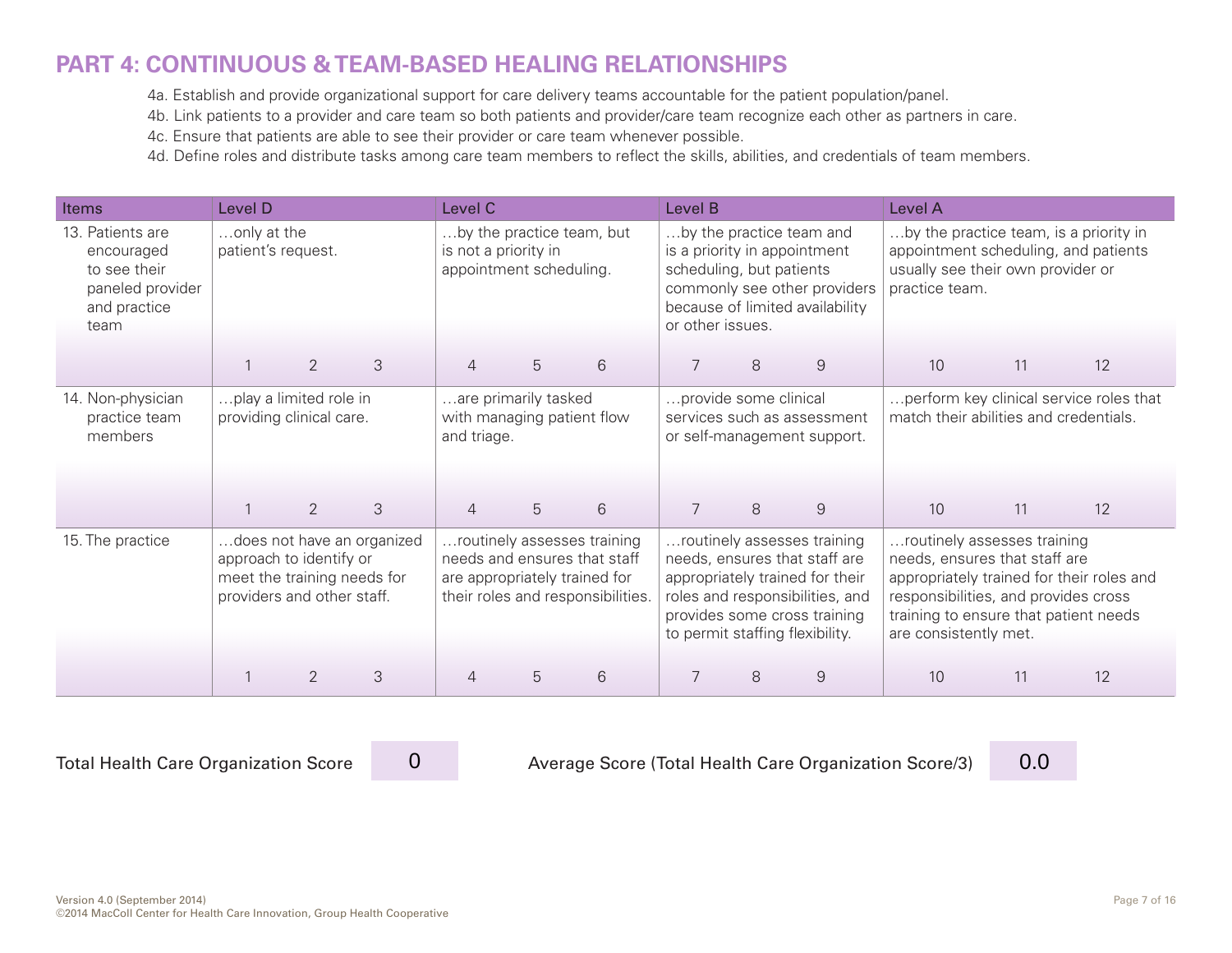# PART 4: CONTINUOUS & TEAM-BASED HEALING RELATIONSHIPS

4a. Establish and provide organizational support for care delivery teams accountable for the patient population/panel.
4b. Link patients to a provider and care team so both patients and provider/care team recognize each other as partners in care.
4c. Ensure that patients are able to see their provider or care team whenever possible.
4d. Define roles and distribute tasks among care team members to reflect the skills, abilities, and credentials of team members.

| Items | Level D | Level C | Level B | Level A |
|---|---|---|---|---|
| 13. Patients are encouraged to see their paneled provider and practice team | …only at the patient's request. | …by the practice team, but is not a priority in appointment scheduling. | …by the practice team and is a priority in appointment scheduling, but patients commonly see other providers because of limited availability or other issues. | …by the practice team, is a priority in appointment scheduling, and patients usually see their own provider or practice team. |
| | 1 2 3 | 4 5 6 | 7 8 9 | 10 11 12 |
| 14. Non-physician practice team members | …play a limited role in providing clinical care. | …are primarily tasked with managing patient flow and triage. | …provide some clinical services such as assessment or self-management support. | …perform key clinical service roles that match their abilities and credentials. |
| | 1 2 3 | 4 5 6 | 7 8 9 | 10 11 12 |
| 15. The practice | …does not have an organized approach to identify or meet the training needs for providers and other staff. | …routinely assesses training needs and ensures that staff are appropriately trained for their roles and responsibilities. | …routinely assesses training needs, ensures that staff are appropriately trained for their roles and responsibilities, and provides some cross training to permit staffing flexibility. | …routinely assesses training needs, ensures that staff are appropriately trained for their roles and responsibilities, and provides cross training to ensure that patient needs are consistently met. |
| | 1 2 3 | 4 5 6 | 7 8 9 | 10 11 12 |

Total Health Care Organization Score: 0

Average Score (Total Health Care Organization Score/3): 0.0

Version 4.0 (September 2014)
©2014 MacColl Center for Health Care Innovation, Group Health Cooperative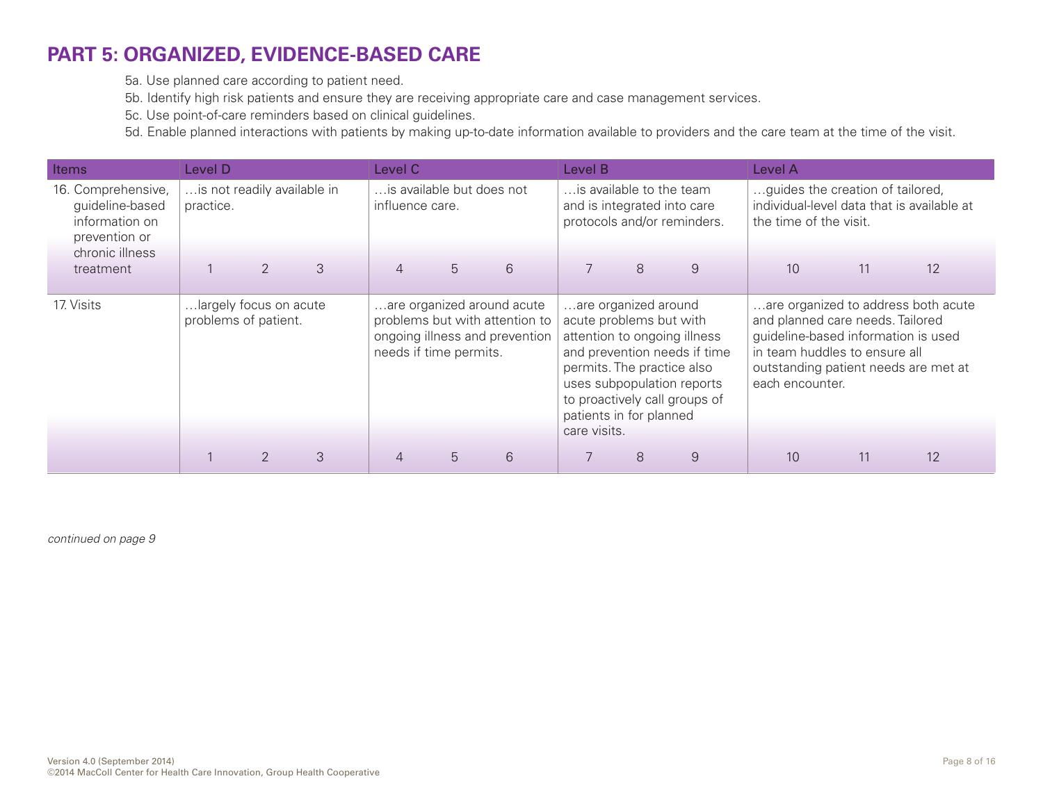## PART 5: ORGANIZED, EVIDENCE-BASED CARE

5a. Use planned care according to patient need.
5b. Identify high risk patients and ensure they are receiving appropriate care and case management services.
5c. Use point-of-care reminders based on clinical guidelines.
5d. Enable planned interactions with patients by making up-to-date information available to providers and the care team at the time of the visit.

| Items | Level D | | | Level C | | | Level B | | | Level A | | |
|---|---|---|---|---|---|---|---|---|---|---|---|---|
| 16. Comprehensive, guideline-based information on prevention or chronic illness treatment | …is not readily available in practice. | | | …is available but does not influence care. | | | …is available to the team and is integrated into care protocols and/or reminders. | | | …guides the creation of tailored, individual-level data that is available at the time of the visit. | | |
| | 1 | 2 | 3 | 4 | 5 | 6 | 7 | 8 | 9 | 10 | 11 | 12 |
| 17. Visits | …largely focus on acute problems of patient. | | | …are organized around acute problems but with attention to ongoing illness and prevention needs if time permits. | | | …are organized around acute problems but with attention to ongoing illness and prevention needs if time permits. The practice also uses subpopulation reports to proactively call groups of patients in for planned care visits. | | | …are organized to address both acute and planned care needs. Tailored guideline-based information is used in team huddles to ensure all outstanding patient needs are met at each encounter. | | |
| | 1 | 2 | 3 | 4 | 5 | 6 | 7 | 8 | 9 | 10 | 11 | 12 |

*continued on page 9*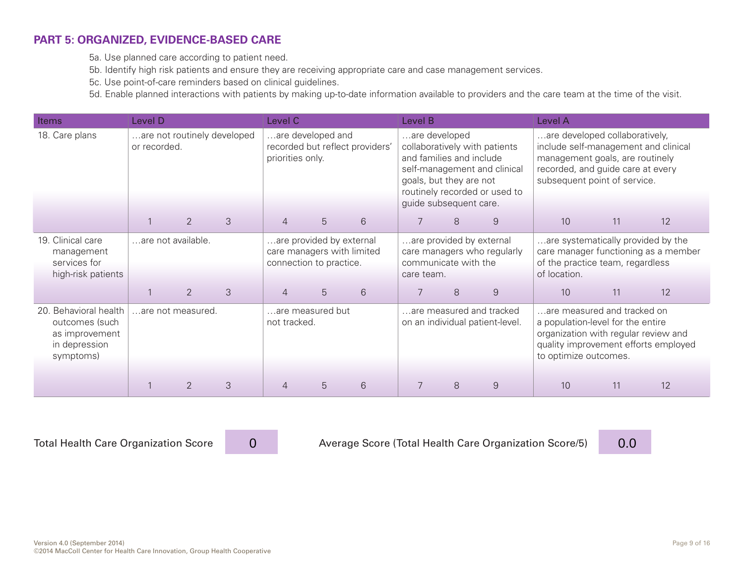## PART 5: ORGANIZED, EVIDENCE-BASED CARE

5a. Use planned care according to patient need.
5b. Identify high risk patients and ensure they are receiving appropriate care and case management services.
5c. Use point-of-care reminders based on clinical guidelines.
5d. Enable planned interactions with patients by making up-to-date information available to providers and the care team at the time of the visit.

| Items | Level D | | | Level C | | | Level B | | | Level A | | |
|---|---|---|---|---|---|---|---|---|---|---|---|---|
| 18. Care plans | …are not routinely developed or recorded. | | | …are developed and recorded but reflect providers' priorities only. | | | …are developed collaboratively with patients and families and include self-management and clinical goals, but they are not routinely recorded or used to guide subsequent care. | | | …are developed collaboratively, include self-management and clinical management goals, are routinely recorded, and guide care at every subsequent point of service. | | |
| | 1 | 2 | 3 | 4 | 5 | 6 | 7 | 8 | 9 | 10 | 11 | 12 |
| 19. Clinical care management services for high-risk patients | …are not available. | | | …are provided by external care managers with limited connection to practice. | | | …are provided by external care managers who regularly communicate with the care team. | | | …are systematically provided by the care manager functioning as a member of the practice team, regardless of location. | | |
| | 1 | 2 | 3 | 4 | 5 | 6 | 7 | 8 | 9 | 10 | 11 | 12 |
| 20. Behavioral health outcomes (such as improvement in depression symptoms) | …are not measured. | | | …are measured but not tracked. | | | …are measured and tracked on an individual patient-level. | | | …are measured and tracked on a population-level for the entire organization with regular review and quality improvement efforts employed to optimize outcomes. | | |
| | 1 | 2 | 3 | 4 | 5 | 6 | 7 | 8 | 9 | 10 | 11 | 12 |

Total Health Care Organization Score: 0

Average Score (Total Health Care Organization Score/5): 0.0

Version 4.0 (September 2014)
©2014 MacColl Center for Health Care Innovation, Group Health Cooperative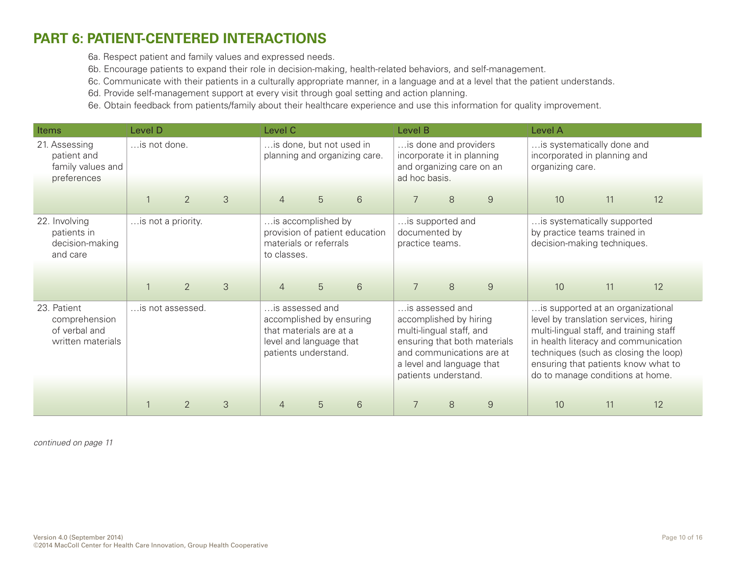## PART 6: PATIENT-CENTERED INTERACTIONS

6a. Respect patient and family values and expressed needs.

6b. Encourage patients to expand their role in decision-making, health-related behaviors, and self-management.

6c. Communicate with their patients in a culturally appropriate manner, in a language and at a level that the patient understands.

6d. Provide self-management support at every visit through goal setting and action planning.

6e. Obtain feedback from patients/family about their healthcare experience and use this information for quality improvement.

| Items | Level D | | | Level C | | | Level B | | | Level A | | |
|---|---|---|---|---|---|---|---|---|---|---|---|---|
| 21. Assessing patient and family values and preferences | …is not done. | | | …is done, but not used in planning and organizing care. | | | …is done and providers incorporate it in planning and organizing care on an ad hoc basis. | | | …is systematically done and incorporated in planning and organizing care. | | |
| | 1 | 2 | 3 | 4 | 5 | 6 | 7 | 8 | 9 | 10 | 11 | 12 |
| 22. Involving patients in decision-making and care | …is not a priority. | | | …is accomplished by provision of patient education materials or referrals to classes. | | | …is supported and documented by practice teams. | | | …is systematically supported by practice teams trained in decision-making techniques. | | |
| | 1 | 2 | 3 | 4 | 5 | 6 | 7 | 8 | 9 | 10 | 11 | 12 |
| 23. Patient comprehension of verbal and written materials | …is not assessed. | | | …is assessed and accomplished by ensuring that materials are at a level and language that patients understand. | | | …is assessed and accomplished by hiring multi-lingual staff, and ensuring that both materials and communications are at a level and language that patients understand. | | | …is supported at an organizational level by translation services, hiring multi-lingual staff, and training staff in health literacy and communication techniques (such as closing the loop) ensuring that patients know what to do to manage conditions at home. | | |
| | 1 | 2 | 3 | 4 | 5 | 6 | 7 | 8 | 9 | 10 | 11 | 12 |

*continued on page 11*

Version 4.0 (September 2014)
©2014 MacColl Center for Health Care Innovation, Group Health Cooperative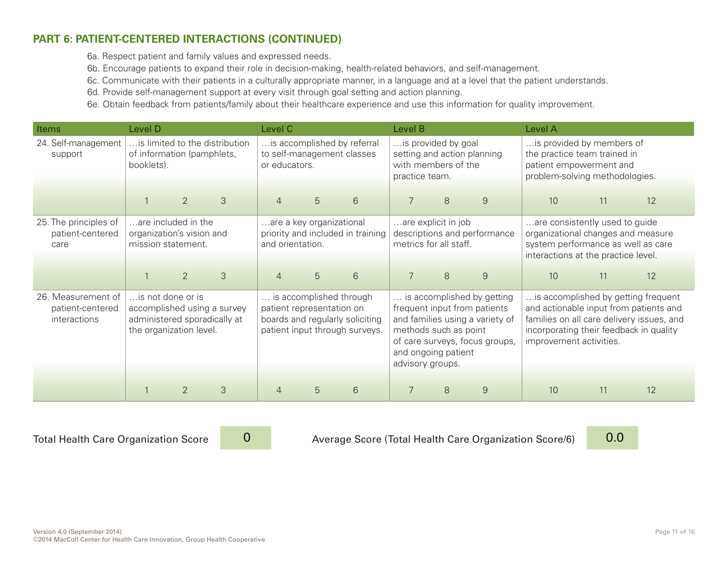## PART 6: PATIENT-CENTERED INTERACTIONS (CONTINUED)

6a. Respect patient and family values and expressed needs.
6b. Encourage patients to expand their role in decision-making, health-related behaviors, and self-management.
6c. Communicate with their patients in a culturally appropriate manner, in a language and at a level that the patient understands.
6d. Provide self-management support at every visit through goal setting and action planning.
6e. Obtain feedback from patients/family about their healthcare experience and use this information for quality improvement.

| Items | Level D | | | Level C | | | Level B | | | Level A | | |
|---|---|---|---|---|---|---|---|---|---|---|---|---|
| 24. Self-management support | …is limited to the distribution of information (pamphlets, booklets). | | | …is accomplished by referral to self-management classes or educators. | | | …is provided by goal setting and action planning with members of the practice team. | | | …is provided by members of the practice team trained in patient empowerment and problem-solving methodologies. | | |
| | 1 | 2 | 3 | 4 | 5 | 6 | 7 | 8 | 9 | 10 | 11 | 12 |
| 25. The principles of patient-centered care | …are included in the organization's vision and mission statement. | | | …are a key organizational priority and included in training and orientation. | | | …are explicit in job descriptions and performance metrics for all staff. | | | …are consistently used to guide organizational changes and measure system performance as well as care interactions at the practice level. | | |
| | 1 | 2 | 3 | 4 | 5 | 6 | 7 | 8 | 9 | 10 | 11 | 12 |
| 26. Measurement of patient-centered interactions | …is not done or is accomplished using a survey administered sporadically at the organization level. | | | … is accomplished through patient representation on boards and regularly soliciting patient input through surveys. | | | … is accomplished by getting frequent input from patients and families using a variety of methods such as point of care surveys, focus groups, and ongoing patient advisory groups. | | | …is accomplished by getting frequent and actionable input from patients and families on all care delivery issues, and incorporating their feedback in quality improvement activities. | | |
| | 1 | 2 | 3 | 4 | 5 | 6 | 7 | 8 | 9 | 10 | 11 | 12 |

Total Health Care Organization Score: 0

Average Score (Total Health Care Organization Score/6): 0.0

Version 4.0 (September 2014)
©2014 MacColl Center for Health Care Innovation, Group Health Cooperative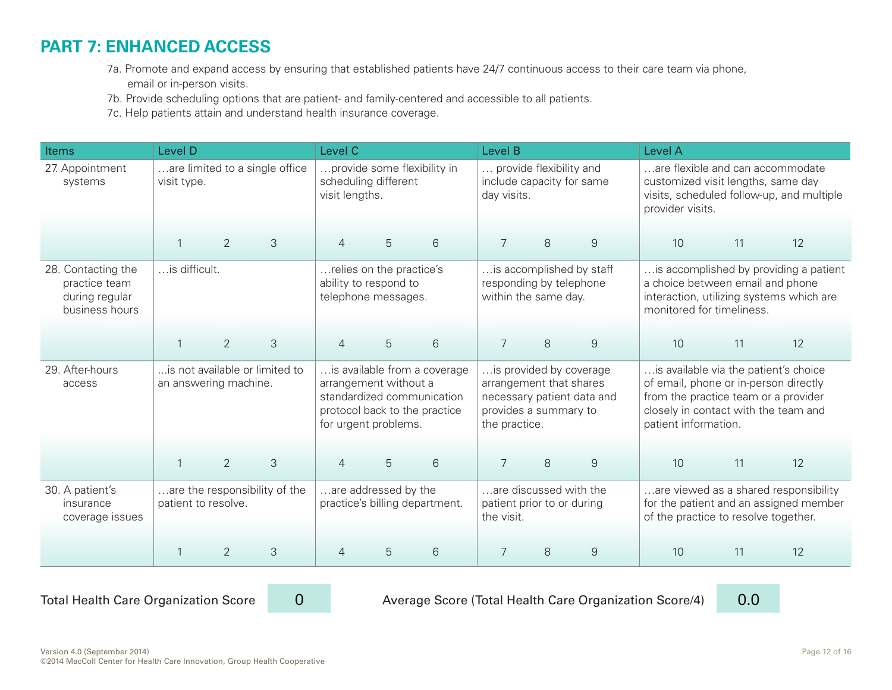## PART 7: ENHANCED ACCESS

7a. Promote and expand access by ensuring that established patients have 24/7 continuous access to their care team via phone, email or in-person visits.

7b. Provide scheduling options that are patient- and family-centered and accessible to all patients.

7c. Help patients attain and understand health insurance coverage.

| Items | Level D | Level C | Level B | Level A |
|---|---|---|---|---|
| 27. Appointment systems | …are limited to a single office visit type. | …provide some flexibility in scheduling different visit lengths. | … provide flexibility and include capacity for same day visits. | …are flexible and can accommodate customized visit lengths, same day visits, scheduled follow-up, and multiple provider visits. |
| | 1 2 3 | 4 5 6 | 7 8 9 | 10 11 12 |
| 28. Contacting the practice team during regular business hours | …is difficult. | …relies on the practice's ability to respond to telephone messages. | …is accomplished by staff responding by telephone within the same day. | …is accomplished by providing a patient a choice between email and phone interaction, utilizing systems which are monitored for timeliness. |
| | 1 2 3 | 4 5 6 | 7 8 9 | 10 11 12 |
| 29. After-hours access | …is not available or limited to an answering machine. | …is available from a coverage arrangement without a standardized communication protocol back to the practice for urgent problems. | …is provided by coverage arrangement that shares necessary patient data and provides a summary to the practice. | …is available via the patient's choice of email, phone or in-person directly from the practice team or a provider closely in contact with the team and patient information. |
| | 1 2 3 | 4 5 6 | 7 8 9 | 10 11 12 |
| 30. A patient's insurance coverage issues | …are the responsibility of the patient to resolve. | …are addressed by the practice's billing department. | …are discussed with the patient prior to or during the visit. | …are viewed as a shared responsibility for the patient and an assigned member of the practice to resolve together. |
| | 1 2 3 | 4 5 6 | 7 8 9 | 10 11 12 |

Total Health Care Organization Score: 0

Average Score (Total Health Care Organization Score/4): 0.0

Version 4.0 (September 2014)
©2014 MacColl Center for Health Care Innovation, Group Health Cooperative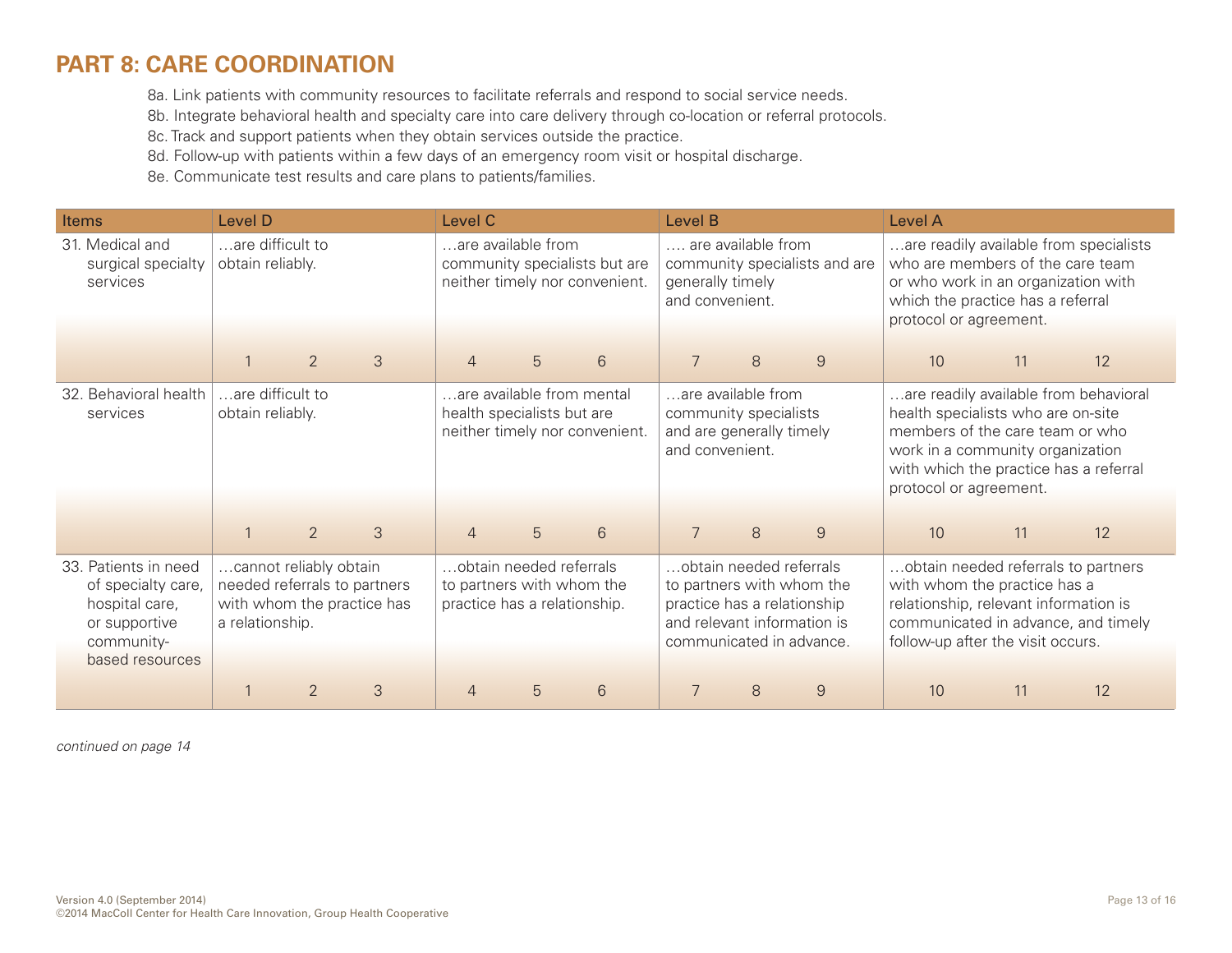## PART 8: CARE COORDINATION

8a. Link patients with community resources to facilitate referrals and respond to social service needs.
8b. Integrate behavioral health and specialty care into care delivery through co-location or referral protocols.
8c. Track and support patients when they obtain services outside the practice.
8d. Follow-up with patients within a few days of an emergency room visit or hospital discharge.
8e. Communicate test results and care plans to patients/families.

| Items | Level D | | | Level C | | | Level B | | | Level A | | |
|---|---|---|---|---|---|---|---|---|---|---|---|---|
| 31. Medical and surgical specialty services | …are difficult to obtain reliably. | | | …are available from community specialists but are neither timely nor convenient. | | | …. are available from community specialists and are generally timely and convenient. | | | …are readily available from specialists who are members of the care team or who work in an organization with which the practice has a referral protocol or agreement. | | |
| | 1 | 2 | 3 | 4 | 5 | 6 | 7 | 8 | 9 | 10 | 11 | 12 |
| 32. Behavioral health services | …are difficult to obtain reliably. | | | …are available from mental health specialists but are neither timely nor convenient. | | | …are available from community specialists and are generally timely and convenient. | | | …are readily available from behavioral health specialists who are on-site members of the care team or who work in a community organization with which the practice has a referral protocol or agreement. | | |
| | 1 | 2 | 3 | 4 | 5 | 6 | 7 | 8 | 9 | 10 | 11 | 12 |
| 33. Patients in need of specialty care, hospital care, or supportive community-based resources | …cannot reliably obtain needed referrals to partners with whom the practice has a relationship. | | | …obtain needed referrals to partners with whom the practice has a relationship. | | | …obtain needed referrals to partners with whom the practice has a relationship and relevant information is communicated in advance. | | | …obtain needed referrals to partners with whom the practice has a relationship, relevant information is communicated in advance, and timely follow-up after the visit occurs. | | |
| | 1 | 2 | 3 | 4 | 5 | 6 | 7 | 8 | 9 | 10 | 11 | 12 |

*continued on page 14*

Version 4.0 (September 2014)
©2014 MacColl Center for Health Care Innovation, Group Health Cooperative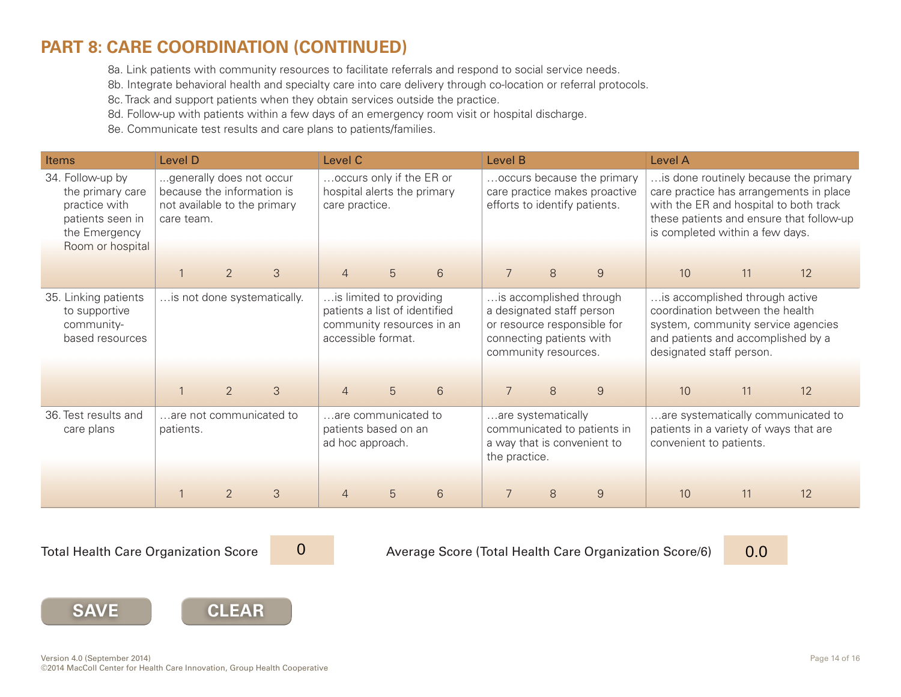## PART 8: CARE COORDINATION (CONTINUED)

8a. Link patients with community resources to facilitate referrals and respond to social service needs.
8b. Integrate behavioral health and specialty care into care delivery through co-location or referral protocols.
8c. Track and support patients when they obtain services outside the practice.
8d. Follow-up with patients within a few days of an emergency room visit or hospital discharge.
8e. Communicate test results and care plans to patients/families.

| Items | Level D | Level C | Level B | Level A |
|---|---|---|---|---|
| 34. Follow-up by the primary care practice with patients seen in the Emergency Room or hospital | ...generally does not occur because the information is not available to the primary care team. 1 2 3 | …occurs only if the ER or hospital alerts the primary care practice. 4 5 6 | …occurs because the primary care practice makes proactive efforts to identify patients. 7 8 9 | …is done routinely because the primary care practice has arrangements in place with the ER and hospital to both track these patients and ensure that follow-up is completed within a few days. 10 11 12 |
| 35. Linking patients to supportive community-based resources | …is not done systematically. 1 2 3 | …is limited to providing patients a list of identified community resources in an accessible format. 4 5 6 | …is accomplished through a designated staff person or resource responsible for connecting patients with community resources. 7 8 9 | …is accomplished through active coordination between the health system, community service agencies and patients and accomplished by a designated staff person. 10 11 12 |
| 36. Test results and care plans | …are not communicated to patients. 1 2 3 | …are communicated to patients based on an ad hoc approach. 4 5 6 | …are systematically communicated to patients in a way that is convenient to the practice. 7 8 9 | …are systematically communicated to patients in a variety of ways that are convenient to patients. 10 11 12 |

Total Health Care Organization Score 0

Average Score (Total Health Care Organization Score/6) 0.0

SAVE CLEAR

Version 4.0 (September 2014)
©2014 MacColl Center for Health Care Innovation, Group Health Cooperative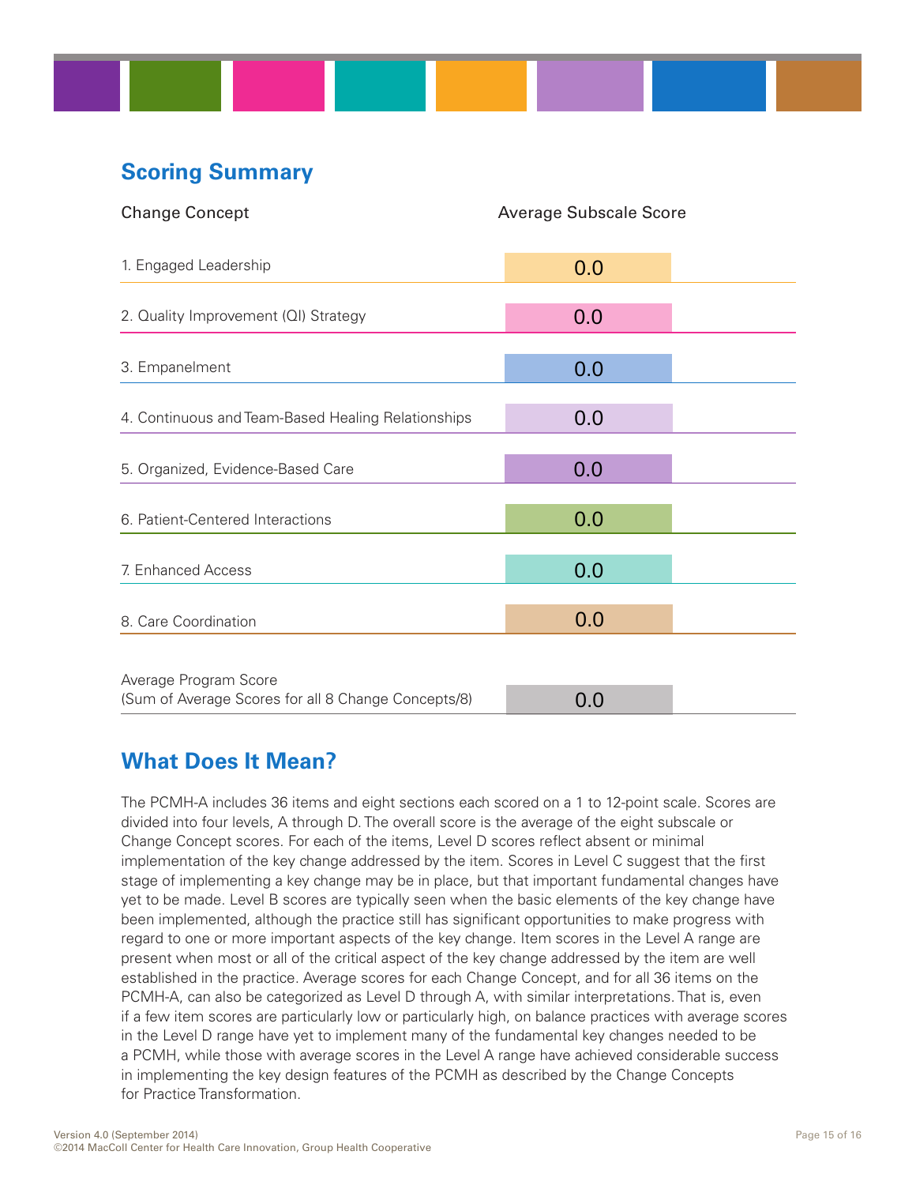## Scoring Summary

| Change Concept | Average Subscale Score |
|---|---|
| 1. Engaged Leadership | 0.0 |
| 2. Quality Improvement (QI) Strategy | 0.0 |
| 3. Empanelment | 0.0 |
| 4. Continuous and Team-Based Healing Relationships | 0.0 |
| 5. Organized, Evidence-Based Care | 0.0 |
| 6. Patient-Centered Interactions | 0.0 |
| 7. Enhanced Access | 0.0 |
| 8. Care Coordination | 0.0 |
| Average Program Score (Sum of Average Scores for all 8 Change Concepts/8) | 0.0 |

## What Does It Mean?

The PCMH-A includes 36 items and eight sections each scored on a 1 to 12-point scale. Scores are divided into four levels, A through D. The overall score is the average of the eight subscale or Change Concept scores. For each of the items, Level D scores reflect absent or minimal implementation of the key change addressed by the item. Scores in Level C suggest that the first stage of implementing a key change may be in place, but that important fundamental changes have yet to be made. Level B scores are typically seen when the basic elements of the key change have been implemented, although the practice still has significant opportunities to make progress with regard to one or more important aspects of the key change. Item scores in the Level A range are present when most or all of the critical aspect of the key change addressed by the item are well established in the practice. Average scores for each Change Concept, and for all 36 items on the PCMH-A, can also be categorized as Level D through A, with similar interpretations. That is, even if a few item scores are particularly low or particularly high, on balance practices with average scores in the Level D range have yet to implement many of the fundamental key changes needed to be a PCMH, while those with average scores in the Level A range have achieved considerable success in implementing the key design features of the PCMH as described by the Change Concepts for Practice Transformation.

Version 4.0 (September 2014)
©2014 MacColl Center for Health Care Innovation, Group Health Cooperative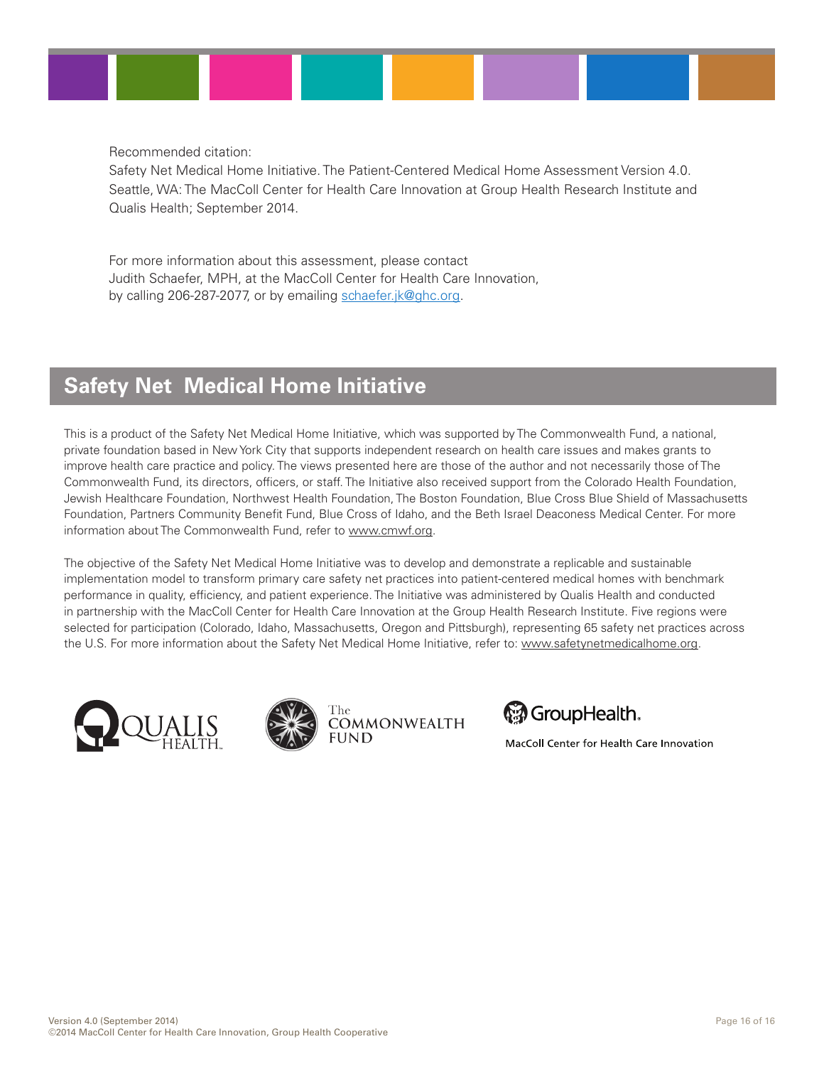Recommended citation:
Safety Net Medical Home Initiative. The Patient-Centered Medical Home Assessment Version 4.0. Seattle, WA: The MacColl Center for Health Care Innovation at Group Health Research Institute and Qualis Health; September 2014.

For more information about this assessment, please contact Judith Schaefer, MPH, at the MacColl Center for Health Care Innovation, by calling 206-287-2077, or by emailing schaefer.jk@ghc.org.

## Safety Net Medical Home Initiative

This is a product of the Safety Net Medical Home Initiative, which was supported by The Commonwealth Fund, a national, private foundation based in New York City that supports independent research on health care issues and makes grants to improve health care practice and policy. The views presented here are those of the author and not necessarily those of The Commonwealth Fund, its directors, officers, or staff. The Initiative also received support from the Colorado Health Foundation, Jewish Healthcare Foundation, Northwest Health Foundation, The Boston Foundation, Blue Cross Blue Shield of Massachusetts Foundation, Partners Community Benefit Fund, Blue Cross of Idaho, and the Beth Israel Deaconess Medical Center. For more information about The Commonwealth Fund, refer to www.cmwf.org.

The objective of the Safety Net Medical Home Initiative was to develop and demonstrate a replicable and sustainable implementation model to transform primary care safety net practices into patient-centered medical homes with benchmark performance in quality, efficiency, and patient experience. The Initiative was administered by Qualis Health and conducted in partnership with the MacColl Center for Health Care Innovation at the Group Health Research Institute. Five regions were selected for participation (Colorado, Idaho, Massachusetts, Oregon and Pittsburgh), representing 65 safety net practices across the U.S. For more information about the Safety Net Medical Home Initiative, refer to: www.safetynetmedicalhome.org.

QUALIS HEALTH

The COMMONWEALTH FUND

GroupHealth.
MacColl Center for Health Care Innovation

Version 4.0 (September 2014)
©2014 MacColl Center for Health Care Innovation, Group Health Cooperative